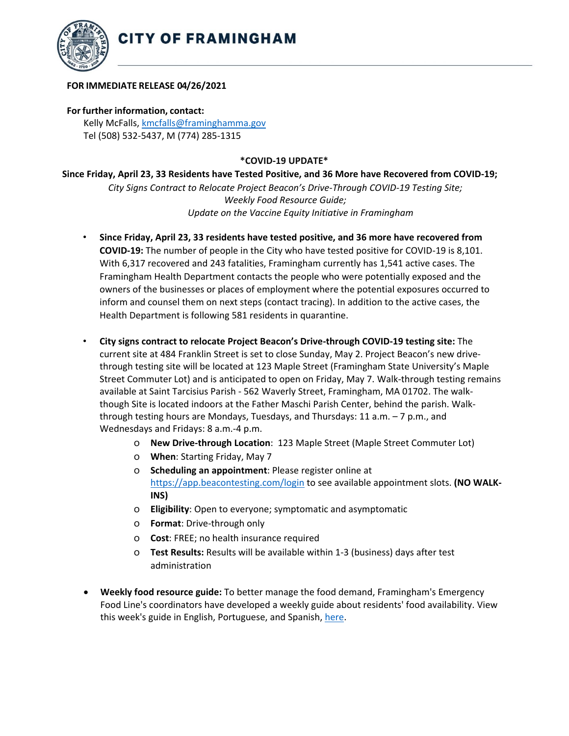# CITY OF FRAMINGHAM

**FOR IMMEDIATE RELEASE 04/26/2021**

**For further information, contact:**
Kelly McFalls, kmcfalls@framinghamma.gov
Tel (508) 532-5437, M (774) 285-1315

**\*COVID-19 UPDATE\***

**Since Friday, April 23, 33 Residents have Tested Positive, and 36 More have Recovered from COVID-19;**

*City Signs Contract to Relocate Project Beacon's Drive-Through COVID-19 Testing Site;*
*Weekly Food Resource Guide;*
*Update on the Vaccine Equity Initiative in Framingham*

- **Since Friday, April 23, 33 residents have tested positive, and 36 more have recovered from COVID-19:** The number of people in the City who have tested positive for COVID-19 is 8,101. With 6,317 recovered and 243 fatalities, Framingham currently has 1,541 active cases. The Framingham Health Department contacts the people who were potentially exposed and the owners of the businesses or places of employment where the potential exposures occurred to inform and counsel them on next steps (contact tracing). In addition to the active cases, the Health Department is following 581 residents in quarantine.

- **City signs contract to relocate Project Beacon's Drive-through COVID-19 testing site:** The current site at 484 Franklin Street is set to close Sunday, May 2. Project Beacon's new drive-through testing site will be located at 123 Maple Street (Framingham State University's Maple Street Commuter Lot) and is anticipated to open on Friday, May 7. Walk-through testing remains available at Saint Tarcisius Parish - 562 Waverly Street, Framingham, MA 01702. The walk-though Site is located indoors at the Father Maschi Parish Center, behind the parish. Walk-through testing hours are Mondays, Tuesdays, and Thursdays: 11 a.m. – 7 p.m., and Wednesdays and Fridays: 8 a.m.-4 p.m.
  - **New Drive-through Location**: 123 Maple Street (Maple Street Commuter Lot)
  - **When**: Starting Friday, May 7
  - **Scheduling an appointment**: Please register online at https://app.beacontesting.com/login to see available appointment slots. **(NO WALK-INS)**
  - **Eligibility**: Open to everyone; symptomatic and asymptomatic
  - **Format**: Drive-through only
  - **Cost**: FREE; no health insurance required
  - **Test Results:** Results will be available within 1-3 (business) days after test administration

- **Weekly food resource guide:** To better manage the food demand, Framingham's Emergency Food Line's coordinators have developed a weekly guide about residents' food availability. View this week's guide in English, Portuguese, and Spanish, here.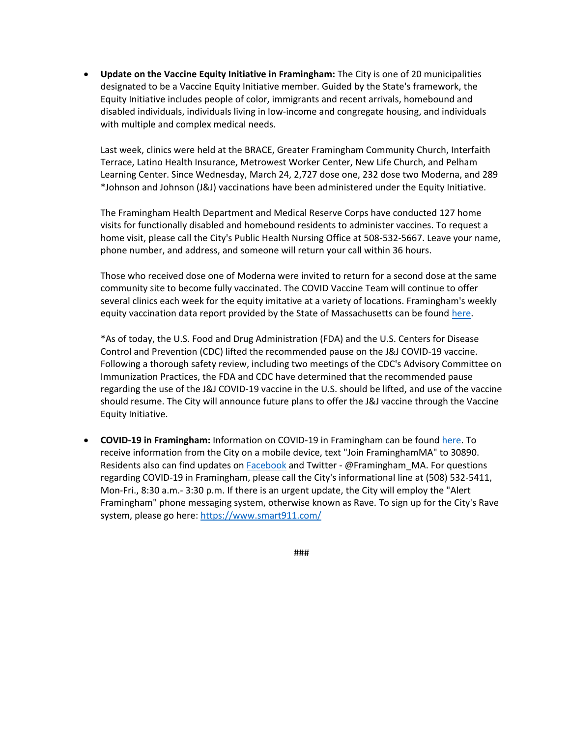- **Update on the Vaccine Equity Initiative in Framingham:** The City is one of 20 municipalities designated to be a Vaccine Equity Initiative member. Guided by the State's framework, the Equity Initiative includes people of color, immigrants and recent arrivals, homebound and disabled individuals, individuals living in low-income and congregate housing, and individuals with multiple and complex medical needs.

  Last week, clinics were held at the BRACE, Greater Framingham Community Church, Interfaith Terrace, Latino Health Insurance, Metrowest Worker Center, New Life Church, and Pelham Learning Center. Since Wednesday, March 24, 2,727 dose one, 232 dose two Moderna, and 289 *Johnson and Johnson (J&J) vaccinations have been administered under the Equity Initiative.

  The Framingham Health Department and Medical Reserve Corps have conducted 127 home visits for functionally disabled and homebound residents to administer vaccines. To request a home visit, please call the City's Public Health Nursing Office at 508-532-5667. Leave your name, phone number, and address, and someone will return your call within 36 hours.

  Those who received dose one of Moderna were invited to return for a second dose at the same community site to become fully vaccinated. The COVID Vaccine Team will continue to offer several clinics each week for the equity imitative at a variety of locations. Framingham's weekly equity vaccination data report provided by the State of Massachusetts can be found here.

  *As of today, the U.S. Food and Drug Administration (FDA) and the U.S. Centers for Disease Control and Prevention (CDC) lifted the recommended pause on the J&J COVID-19 vaccine. Following a thorough safety review, including two meetings of the CDC's Advisory Committee on Immunization Practices, the FDA and CDC have determined that the recommended pause regarding the use of the J&J COVID-19 vaccine in the U.S. should be lifted, and use of the vaccine should resume. The City will announce future plans to offer the J&J vaccine through the Vaccine Equity Initiative.

- **COVID-19 in Framingham:** Information on COVID-19 in Framingham can be found here. To receive information from the City on a mobile device, text "Join FraminghamMA" to 30890. Residents also can find updates on Facebook and Twitter - @Framingham_MA. For questions regarding COVID-19 in Framingham, please call the City's informational line at (508) 532-5411, Mon-Fri., 8:30 a.m.- 3:30 p.m. If there is an urgent update, the City will employ the "Alert Framingham" phone messaging system, otherwise known as Rave. To sign up for the City's Rave system, please go here: https://www.smart911.com/

###